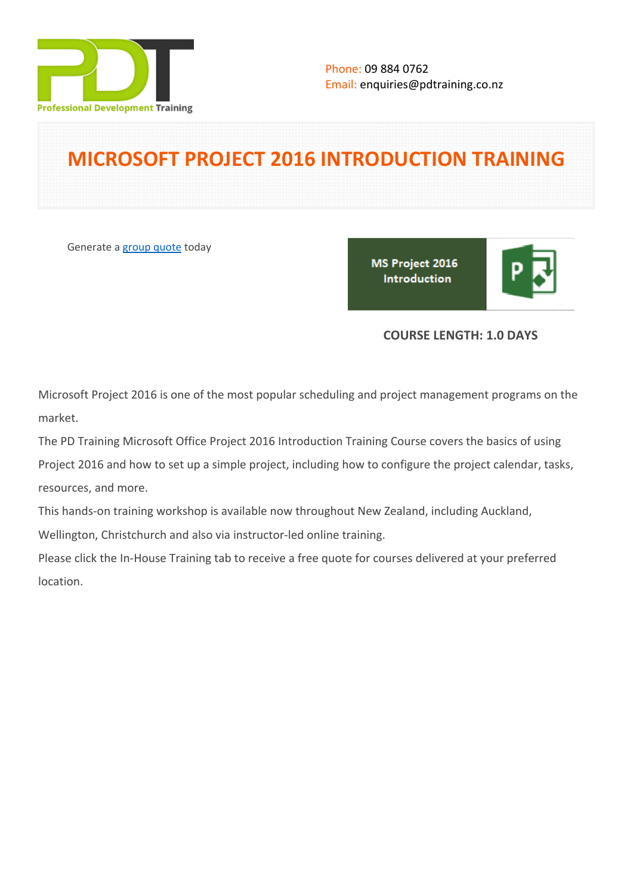Phone: 09 884 0762
Email: enquiries@pdtraining.co.nz

# MICROSOFT PROJECT 2016 INTRODUCTION TRAINING

Generate a group quote today

MS Project 2016 Introduction

**COURSE LENGTH: 1.0 DAYS**

Microsoft Project 2016 is one of the most popular scheduling and project management programs on the market.

The PD Training Microsoft Office Project 2016 Introduction Training Course covers the basics of using Project 2016 and how to set up a simple project, including how to configure the project calendar, tasks, resources, and more.

This hands-on training workshop is available now throughout New Zealand, including Auckland, Wellington, Christchurch and also via instructor-led online training.

Please click the In-House Training tab to receive a free quote for courses delivered at your preferred location.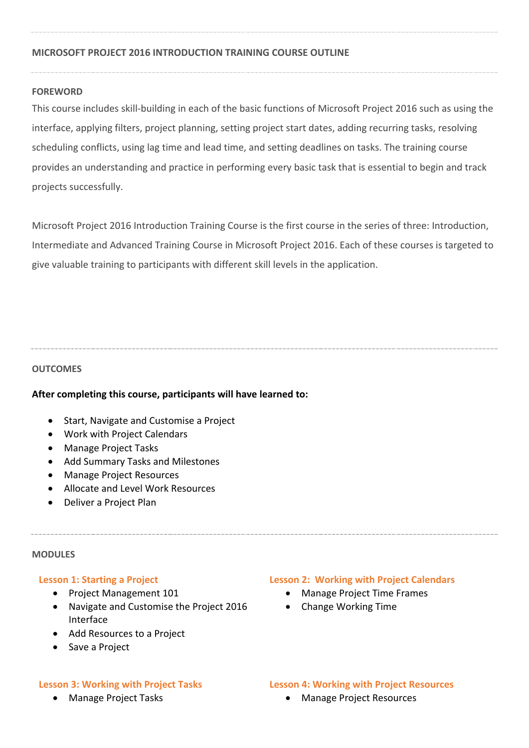## MICROSOFT PROJECT 2016 INTRODUCTION TRAINING COURSE OUTLINE

### FOREWORD

This course includes skill-building in each of the basic functions of Microsoft Project 2016 such as using the interface, applying filters, project planning, setting project start dates, adding recurring tasks, resolving scheduling conflicts, using lag time and lead time, and setting deadlines on tasks. The training course provides an understanding and practice in performing every basic task that is essential to begin and track projects successfully.

Microsoft Project 2016 Introduction Training Course is the first course in the series of three: Introduction, Intermediate and Advanced Training Course in Microsoft Project 2016. Each of these courses is targeted to give valuable training to participants with different skill levels in the application.

### OUTCOMES

**After completing this course, participants will have learned to:**

- Start, Navigate and Customise a Project
- Work with Project Calendars
- Manage Project Tasks
- Add Summary Tasks and Milestones
- Manage Project Resources
- Allocate and Level Work Resources
- Deliver a Project Plan

### MODULES

#### Lesson 1: Starting a Project

- Project Management 101
- Navigate and Customise the Project 2016 Interface
- Add Resources to a Project
- Save a Project

#### Lesson 2: Working with Project Calendars

- Manage Project Time Frames
- Change Working Time

#### Lesson 3: Working with Project Tasks

- Manage Project Tasks

#### Lesson 4: Working with Project Resources

- Manage Project Resources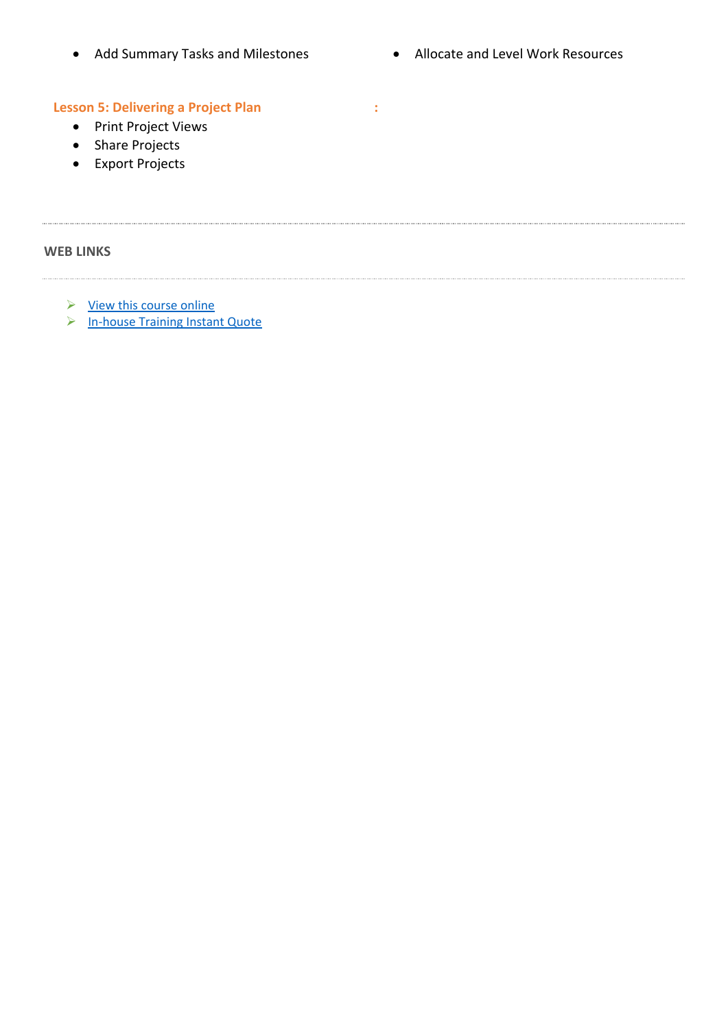- Add Summary Tasks and Milestones
- Allocate and Level Work Resources

**Lesson 5: Delivering a Project Plan** :

- Print Project Views
- Share Projects
- Export Projects

---

**WEB LINKS**

---

- View this course online
- In-house Training Instant Quote